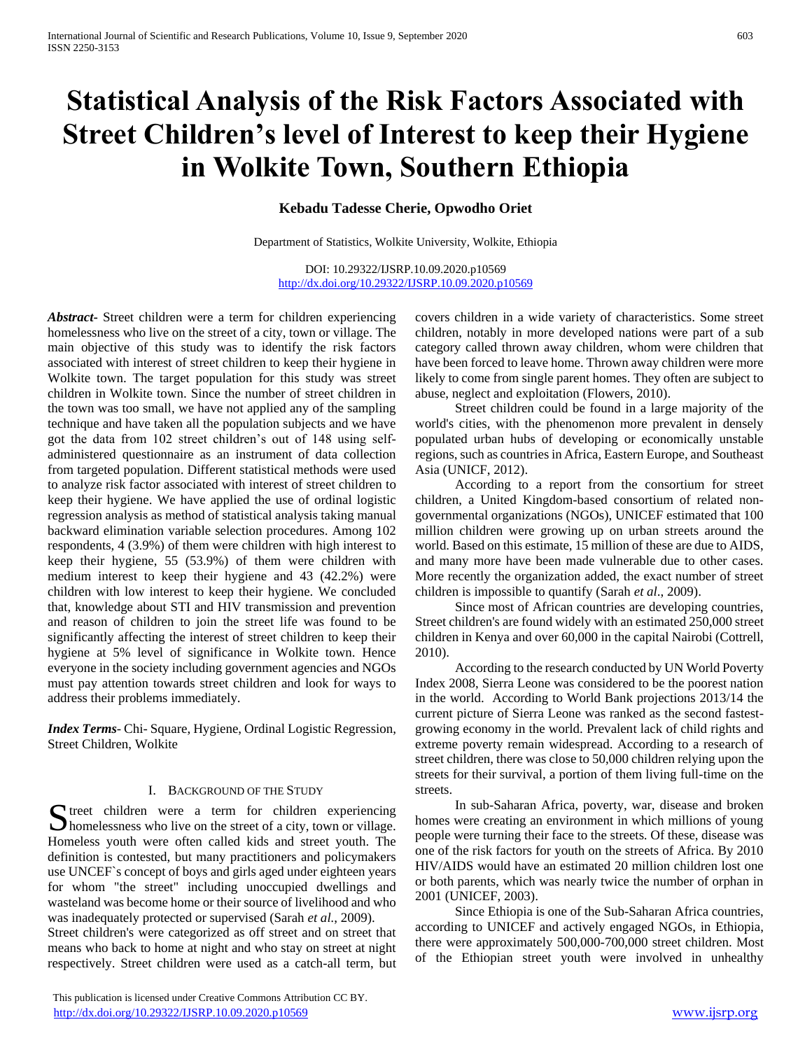# Statistical Analysis of the Risk Factors Associated with Street Children's level of Interest to keep their Hygiene in Wolkite Town, Southern Ethiopia

**Kebadu Tadesse Cherie, Opwodho Oriet**

Department of Statistics, Wolkite University, Wolkite, Ethiopia

DOI: 10.29322/IJSRP.10.09.2020.p10569
http://dx.doi.org/10.29322/IJSRP.10.09.2020.p10569

***Abstract*-** Street children were a term for children experiencing homelessness who live on the street of a city, town or village. The main objective of this study was to identify the risk factors associated with interest of street children to keep their hygiene in Wolkite town. The target population for this study was street children in Wolkite town. Since the number of street children in the town was too small, we have not applied any of the sampling technique and have taken all the population subjects and we have got the data from 102 street children's out of 148 using self-administered questionnaire as an instrument of data collection from targeted population. Different statistical methods were used to analyze risk factor associated with interest of street children to keep their hygiene. We have applied the use of ordinal logistic regression analysis as method of statistical analysis taking manual backward elimination variable selection procedures. Among 102 respondents, 4 (3.9%) of them were children with high interest to keep their hygiene, 55 (53.9%) of them were children with medium interest to keep their hygiene and 43 (42.2%) were children with low interest to keep their hygiene. We concluded that, knowledge about STI and HIV transmission and prevention and reason of children to join the street life was found to be significantly affecting the interest of street children to keep their hygiene at 5% level of significance in Wolkite town. Hence everyone in the society including government agencies and NGOs must pay attention towards street children and look for ways to address their problems immediately.

***Index Terms*-** Chi- Square, Hygiene, Ordinal Logistic Regression, Street Children, Wolkite

## I. Background of the Study

Street children were a term for children experiencing homelessness who live on the street of a city, town or village. Homeless youth were often called kids and street youth. The definition is contested, but many practitioners and policymakers use UNCEF`s concept of boys and girls aged under eighteen years for whom "the street" including unoccupied dwellings and wasteland was become home or their source of livelihood and who was inadequately protected or supervised (Sarah *et al.*, 2009).
Street children's were categorized as off street and on street that means who back to home at night and who stay on street at night respectively. Street children were used as a catch-all term, but covers children in a wide variety of characteristics. Some street children, notably in more developed nations were part of a sub category called thrown away children, whom were children that have been forced to leave home. Thrown away children were more likely to come from single parent homes. They often are subject to abuse, neglect and exploitation (Flowers, 2010).

Street children could be found in a large majority of the world's cities, with the phenomenon more prevalent in densely populated urban hubs of developing or economically unstable regions, such as countries in Africa, Eastern Europe, and Southeast Asia (UNICF, 2012).

According to a report from the consortium for street children, a United Kingdom-based consortium of related non-governmental organizations (NGOs), UNICEF estimated that 100 million children were growing up on urban streets around the world. Based on this estimate, 15 million of these are due to AIDS, and many more have been made vulnerable due to other cases. More recently the organization added, the exact number of street children is impossible to quantify (Sarah *et al*., 2009).

Since most of African countries are developing countries, Street children's are found widely with an estimated 250,000 street children in Kenya and over 60,000 in the capital Nairobi (Cottrell, 2010).

According to the research conducted by UN World Poverty Index 2008, Sierra Leone was considered to be the poorest nation in the world. According to World Bank projections 2013/14 the current picture of Sierra Leone was ranked as the second fastest-growing economy in the world. Prevalent lack of child rights and extreme poverty remain widespread. According to a research of street children, there was close to 50,000 children relying upon the streets for their survival, a portion of them living full-time on the streets.

In sub-Saharan Africa, poverty, war, disease and broken homes were creating an environment in which millions of young people were turning their face to the streets. Of these, disease was one of the risk factors for youth on the streets of Africa. By 2010 HIV/AIDS would have an estimated 20 million children lost one or both parents, which was nearly twice the number of orphan in 2001 (UNICEF, 2003).

Since Ethiopia is one of the Sub-Saharan Africa countries, according to UNICEF and actively engaged NGOs, in Ethiopia, there were approximately 500,000-700,000 street children. Most of the Ethiopian street youth were involved in unhealthy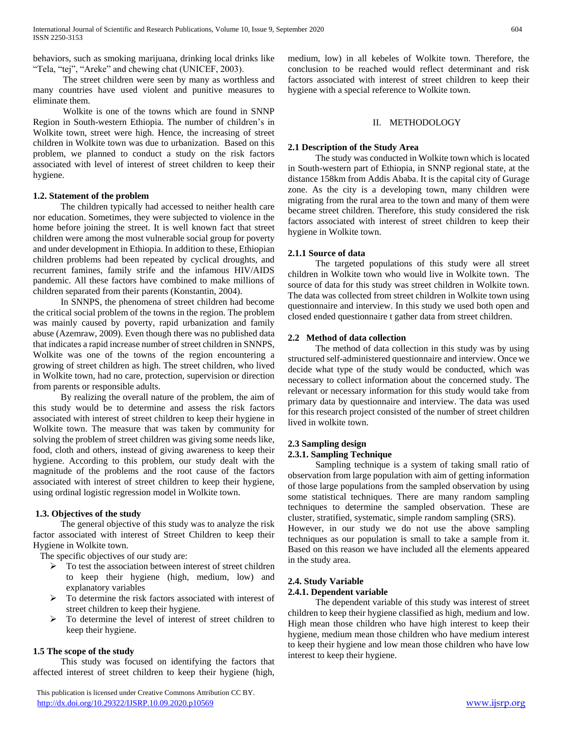behaviors, such as smoking marijuana, drinking local drinks like "Tela, "tej", "Areke" and chewing chat (UNICEF, 2003).

The street children were seen by many as worthless and many countries have used violent and punitive measures to eliminate them.

Wolkite is one of the towns which are found in SNNP Region in South-western Ethiopia. The number of children's in Wolkite town, street were high. Hence, the increasing of street children in Wolkite town was due to urbanization. Based on this problem, we planned to conduct a study on the risk factors associated with level of interest of street children to keep their hygiene.

### 1.2. Statement of the problem

The children typically had accessed to neither health care nor education. Sometimes, they were subjected to violence in the home before joining the street. It is well known fact that street children were among the most vulnerable social group for poverty and under development in Ethiopia. In addition to these, Ethiopian children problems had been repeated by cyclical droughts, and recurrent famines, family strife and the infamous HIV/AIDS pandemic. All these factors have combined to make millions of children separated from their parents (Konstantin, 2004).

In SNNPS, the phenomena of street children had become the critical social problem of the towns in the region. The problem was mainly caused by poverty, rapid urbanization and family abuse (Azemraw, 2009). Even though there was no published data that indicates a rapid increase number of street children in SNNPS, Wolkite was one of the towns of the region encountering a growing of street children as high. The street children, who lived in Wolkite town, had no care, protection, supervision or direction from parents or responsible adults.

By realizing the overall nature of the problem, the aim of this study would be to determine and assess the risk factors associated with interest of street children to keep their hygiene in Wolkite town. The measure that was taken by community for solving the problem of street children was giving some needs like, food, cloth and others, instead of giving awareness to keep their hygiene. According to this problem, our study dealt with the magnitude of the problems and the root cause of the factors associated with interest of street children to keep their hygiene, using ordinal logistic regression model in Wolkite town.

### 1.3. Objectives of the study

The general objective of this study was to analyze the risk factor associated with interest of Street Children to keep their Hygiene in Wolkite town.

The specific objectives of our study are:

- To test the association between interest of street children to keep their hygiene (high, medium, low) and explanatory variables
- To determine the risk factors associated with interest of street children to keep their hygiene.
- To determine the level of interest of street children to keep their hygiene.

### 1.5 The scope of the study

This study was focused on identifying the factors that affected interest of street children to keep their hygiene (high, medium, low) in all kebeles of Wolkite town. Therefore, the conclusion to be reached would reflect determinant and risk factors associated with interest of street children to keep their hygiene with a special reference to Wolkite town.

## II. METHODOLOGY

### 2.1 Description of the Study Area

The study was conducted in Wolkite town which is located in South-western part of Ethiopia, in SNNP regional state, at the distance 158km from Addis Ababa. It is the capital city of Gurage zone. As the city is a developing town, many children were migrating from the rural area to the town and many of them were became street children. Therefore, this study considered the risk factors associated with interest of street children to keep their hygiene in Wolkite town.

#### 2.1.1 Source of data

The targeted populations of this study were all street children in Wolkite town who would live in Wolkite town. The source of data for this study was street children in Wolkite town. The data was collected from street children in Wolkite town using questionnaire and interview. In this study we used both open and closed ended questionnaire t gather data from street children.

### 2.2 Method of data collection

The method of data collection in this study was by using structured self-administered questionnaire and interview. Once we decide what type of the study would be conducted, which was necessary to collect information about the concerned study. The relevant or necessary information for this study would take from primary data by questionnaire and interview. The data was used for this research project consisted of the number of street children lived in wolkite town.

### 2.3 Sampling design

#### 2.3.1. Sampling Technique

Sampling technique is a system of taking small ratio of observation from large population with aim of getting information of those large populations from the sampled observation by using some statistical techniques. There are many random sampling techniques to determine the sampled observation. These are cluster, stratified, systematic, simple random sampling (SRS).

However, in our study we do not use the above sampling techniques as our population is small to take a sample from it. Based on this reason we have included all the elements appeared in the study area.

### 2.4. Study Variable

#### 2.4.1. Dependent variable

The dependent variable of this study was interest of street children to keep their hygiene classified as high, medium and low. High mean those children who have high interest to keep their hygiene, medium mean those children who have medium interest to keep their hygiene and low mean those children who have low interest to keep their hygiene.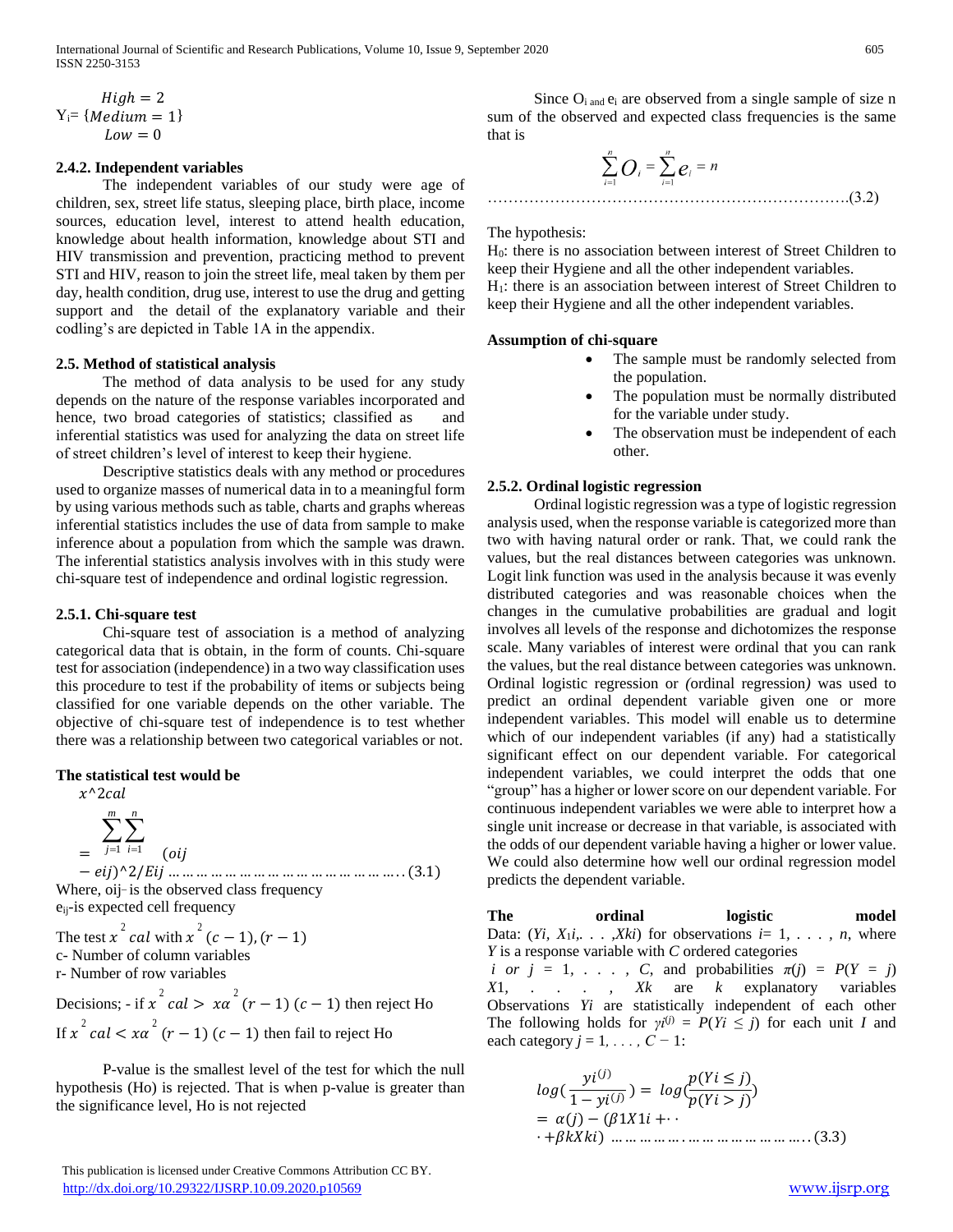$$Y_i = \begin{cases} High = 2 \\ Medium = 1 \\ Low = 0 \end{cases}$$

### 2.4.2. Independent variables

The independent variables of our study were age of children, sex, street life status, sleeping place, birth place, income sources, education level, interest to attend health education, knowledge about health information, knowledge about STI and HIV transmission and prevention, practicing method to prevent STI and HIV, reason to join the street life, meal taken by them per day, health condition, drug use, interest to use the drug and getting support and the detail of the explanatory variable and their codling's are depicted in Table 1A in the appendix.

### 2.5. Method of statistical analysis

The method of data analysis to be used for any study depends on the nature of the response variables incorporated and hence, two broad categories of statistics; classified as and inferential statistics was used for analyzing the data on street life of street children's level of interest to keep their hygiene.

Descriptive statistics deals with any method or procedures used to organize masses of numerical data in to a meaningful form by using various methods such as table, charts and graphs whereas inferential statistics includes the use of data from sample to make inference about a population from which the sample was drawn. The inferential statistics analysis involves with in this study were chi-square test of independence and ordinal logistic regression.

### 2.5.1. Chi-square test

Chi-square test of association is a method of analyzing categorical data that is obtain, in the form of counts. Chi-square test for association (independence) in a two way classification uses this procedure to test if the probability of items or subjects being classified for one variable depends on the other variable. The objective of chi-square test of independence is to test whether there was a relationship between two categorical variables or not.

**The statistical test would be**

$$x^2cal = \sum_{j=1}^{m}\sum_{i=1}^{n} (oij - eij)^2/Eij \quad \ldots\ldots\ldots\ldots\ldots\ldots\ldots\ldots\ldots\ldots\ldots\ldots\ldots\ldots\ldots (3.1)$$

Where, $o_{ij}$ – is the observed class frequency

$e_{ij}$-is expected cell frequency

The test $x^2 cal$ with $x^2(c-1),(r-1)$

c- Number of column variables

r- Number of row variables

Decisions; - if $x^2 cal > x\alpha^2 (r-1)(c-1)$ then reject Ho

If $x^2 cal < x\alpha^2 (r-1)(c-1)$ then fail to reject Ho

P-value is the smallest level of the test for which the null hypothesis (Ho) is rejected. That is when p-value is greater than the significance level, Ho is not rejected

Since $O_i$ and $e_i$ are observed from a single sample of size n sum of the observed and expected class frequencies is the same that is

$$\sum_{i=1}^{n} O_i = \sum_{i=1}^{n} e_i = n \quad \ldots\ldots\ldots\ldots\ldots\ldots\ldots\ldots\ldots\ldots\ldots\ldots\ldots\ldots\ldots\ldots\ldots\ldots\ldots\ldots\ldots (3.2)$$

The hypothesis:

$H_0$: there is no association between interest of Street Children to keep their Hygiene and all the other independent variables.

$H_1$: there is an association between interest of Street Children to keep their Hygiene and all the other independent variables.

**Assumption of chi-square**

- The sample must be randomly selected from the population.
- The population must be normally distributed for the variable under study.
- The observation must be independent of each other.

### 2.5.2. Ordinal logistic regression

Ordinal logistic regression was a type of logistic regression analysis used, when the response variable is categorized more than two with having natural order or rank. That, we could rank the values, but the real distances between categories was unknown. Logit link function was used in the analysis because it was evenly distributed categories and was reasonable choices when the changes in the cumulative probabilities are gradual and logit involves all levels of the response and dichotomizes the response scale. Many variables of interest were ordinal that you can rank the values, but the real distance between categories was unknown. Ordinal logistic regression or *(*ordinal regression*)* was used to predict an ordinal dependent variable given one or more independent variables. This model will enable us to determine which of our independent variables (if any) had a statistically significant effect on our dependent variable. For categorical independent variables, we could interpret the odds that one "group" has a higher or lower score on our dependent variable. For continuous independent variables we were able to interpret how a single unit increase or decrease in that variable, is associated with the odds of our dependent variable having a higher or lower value. We could also determine how well our ordinal regression model predicts the dependent variable.

**The ordinal logistic model**

Data: ($Y_i, X_{1i}, \ldots, X_{ki}$) for observations $i = 1, \ldots, n$, where $Y$ is a response variable with $C$ ordered categories $i$ *or* $j = 1, \ldots, C$, and probabilities $\pi(j) = P(Y = j)$ $X1, \ldots, Xk$ are $k$ explanatory variables Observations $Y_i$ are statistically independent of each other The following holds for $\gamma i^{(j)} = P(Y_i \leq j)$ for each unit $I$ and each category $j = 1, \ldots, C - 1$:

$$log\left(\frac{yi^{(j)}}{1 - yi^{(j)}}\right) = log\left(\frac{p(Yi \leq j)}{p(Yi > j)}\right) = \alpha(j) - (\beta 1X1i + \cdots + \beta kXki) \quad \ldots\ldots\ldots\ldots\ldots\ldots\ldots\ldots\ldots\ldots\ldots (3.3)$$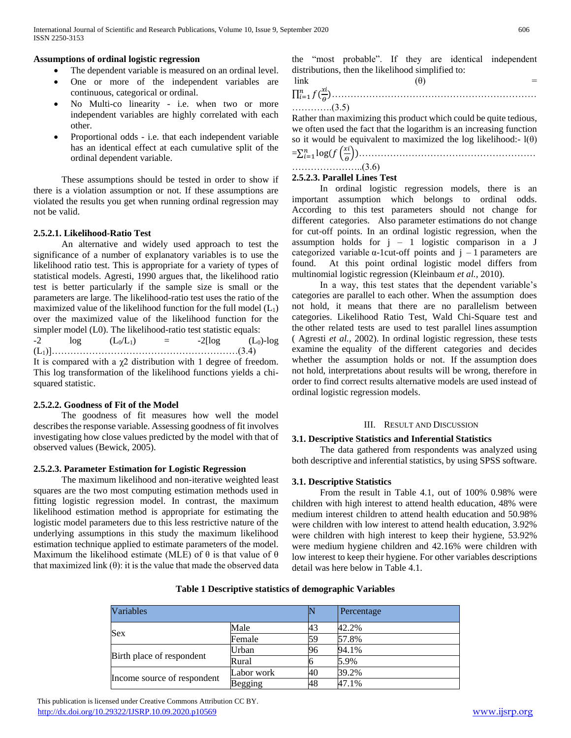**Assumptions of ordinal logistic regression**

- The dependent variable is measured on an ordinal level.
- One or more of the independent variables are continuous, categorical or ordinal.
- No Multi-co linearity - i.e. when two or more independent variables are highly correlated with each other.
- Proportional odds - i.e. that each independent variable has an identical effect at each cumulative split of the ordinal dependent variable.

These assumptions should be tested in order to show if there is a violation assumption or not. If these assumptions are violated the results you get when running ordinal regression may not be valid.

#### 2.5.2.1. Likelihood-Ratio Test

An alternative and widely used approach to test the significance of a number of explanatory variables is to use the likelihood ratio test. This is appropriate for a variety of types of statistical models. Agresti, 1990 argues that, the likelihood ratio test is better particularly if the sample size is small or the parameters are large. The likelihood-ratio test uses the ratio of the maximized value of the likelihood function for the full model ($L_1$) over the maximized value of the likelihood function for the simpler model (L0). The likelihood-ratio test statistic equals:

$$-2 \log (L_0/L_1) = -2[\log (L_0) - \log (L_1)] \quad \text{.....(3.4)}$$

It is compared with a $\chi 2$ distribution with 1 degree of freedom. This log transformation of the likelihood functions yields a chi-squared statistic.

#### 2.5.2.2. Goodness of Fit of the Model

The goodness of fit measures how well the model describes the response variable. Assessing goodness of fit involves investigating how close values predicted by the model with that of observed values (Bewick, 2005).

#### 2.5.2.3. Parameter Estimation for Logistic Regression

The maximum likelihood and non-iterative weighted least squares are the two most computing estimation methods used in fitting logistic regression model. In contrast, the maximum likelihood estimation method is appropriate for estimating the logistic model parameters due to this less restrictive nature of the underlying assumptions in this study the maximum likelihood estimation technique applied to estimate parameters of the model. Maximum the likelihood estimate (MLE) of θ is that value of θ that maximized link (θ): it is the value that made the observed data the "most probable". If they are identical independent distributions, then the likelihood simplified to:

$$\text{link} (\theta) = \prod_{i=1}^{n} f\left(\frac{xi}{\theta}\right) \quad \text{.....(3.5)}$$

Rather than maximizing this product which could be quite tedious, we often used the fact that the logarithm is an increasing function so it would be equivalent to maximized the log likelihood:- l(θ)

$$= \sum_{i=1}^{n} \log\left(f\left(\frac{xi}{\theta}\right)\right) \quad \text{.....(3.6)}$$

#### 2.5.2.3. Parallel Lines Test

In ordinal logistic regression models, there is an important assumption which belongs to ordinal odds. According to this test parameters should not change for different categories. Also parameter estimations do not change for cut-off points. In an ordinal logistic regression, when the assumption holds for j – 1 logistic comparison in a J categorized variable α-1cut-off points and j – 1 parameters are found. At this point ordinal logistic model differs from multinomial logistic regression (Kleinbaum *et al.,* 2010).

In a way, this test states that the dependent variable's categories are parallel to each other. When the assumption does not hold, it means that there are no parallelism between categories. Likelihood Ratio Test, Wald Chi-Square test and the other related tests are used to test parallel lines assumption ( Agresti *et al.,* 2002). In ordinal logistic regression, these tests examine the equality of the different categories and decides whether the assumption holds or not. If the assumption does not hold, interpretations about results will be wrong, therefore in order to find correct results alternative models are used instead of ordinal logistic regression models.

## III. Result and Discussion

### 3.1. Descriptive Statistics and Inferential Statistics

The data gathered from respondents was analyzed using both descriptive and inferential statistics, by using SPSS software.

### 3.1. Descriptive Statistics

From the result in Table 4.1, out of 100% 0.98% were children with high interest to attend health education, 48% were medium interest children to attend health education and 50.98% were children with low interest to attend health education, 3.92% were children with high interest to keep their hygiene, 53.92% were medium hygiene children and 42.16% were children with low interest to keep their hygiene. For other variables descriptions detail was here below in Table 4.1.

**Table 1 Descriptive statistics of demographic Variables**

| Variables | | N | Percentage |
|---|---|---|---|
| Sex | Male | 43 | 42.2% |
| | Female | 59 | 57.8% |
| Birth place of respondent | Urban | 96 | 94.1% |
| | Rural | 6 | 5.9% |
| Income source of respondent | Labor work | 40 | 39.2% |
| | Begging | 48 | 47.1% |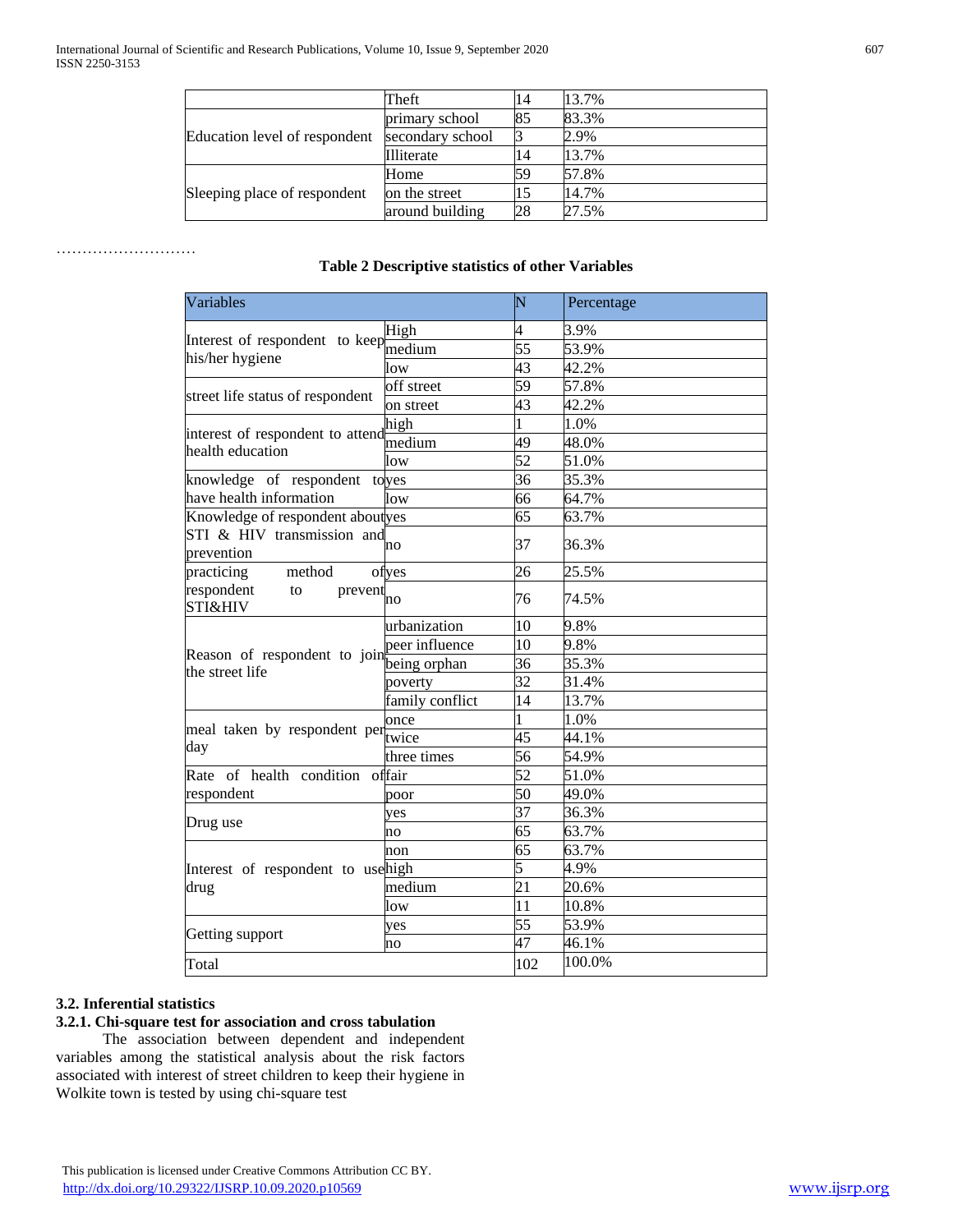| | | | |
|---|---|---|---|
| | Theft | 14 | 13.7% |
| Education level of respondent | primary school | 85 | 83.3% |
| | secondary school | 3 | 2.9% |
| | Illiterate | 14 | 13.7% |
| Sleeping place of respondent | Home | 59 | 57.8% |
| | on the street | 15 | 14.7% |
| | around building | 28 | 27.5% |

………………………

**Table 2 Descriptive statistics of other Variables**

| Variables | | N | Percentage |
|---|---|---|---|
| Interest of respondent to keep his/her hygiene | High | 4 | 3.9% |
| | medium | 55 | 53.9% |
| | low | 43 | 42.2% |
| street life status of respondent | off street | 59 | 57.8% |
| | on street | 43 | 42.2% |
| interest of respondent to attend health education | high | 1 | 1.0% |
| | medium | 49 | 48.0% |
| | low | 52 | 51.0% |
| knowledge of respondent to have health information | yes | 36 | 35.3% |
| | low | 66 | 64.7% |
| Knowledge of respondent about STI & HIV transmission and prevention | yes | 65 | 63.7% |
| | no | 37 | 36.3% |
| practicing method of respondent to prevent STI&HIV | yes | 26 | 25.5% |
| | no | 76 | 74.5% |
| Reason of respondent to join the street life | urbanization | 10 | 9.8% |
| | peer influence | 10 | 9.8% |
| | being orphan | 36 | 35.3% |
| | poverty | 32 | 31.4% |
| | family conflict | 14 | 13.7% |
| meal taken by respondent per day | once | 1 | 1.0% |
| | twice | 45 | 44.1% |
| | three times | 56 | 54.9% |
| Rate of health condition of respondent | fair | 52 | 51.0% |
| | poor | 50 | 49.0% |
| Drug use | yes | 37 | 36.3% |
| | no | 65 | 63.7% |
| Interest of respondent to use drug | non | 65 | 63.7% |
| | high | 5 | 4.9% |
| | medium | 21 | 20.6% |
| | low | 11 | 10.8% |
| Getting support | yes | 55 | 53.9% |
| | no | 47 | 46.1% |
| Total | | 102 | 100.0% |

### 3.2. Inferential statistics

#### 3.2.1. Chi-square test for association and cross tabulation

The association between dependent and independent variables among the statistical analysis about the risk factors associated with interest of street children to keep their hygiene in Wolkite town is tested by using chi-square test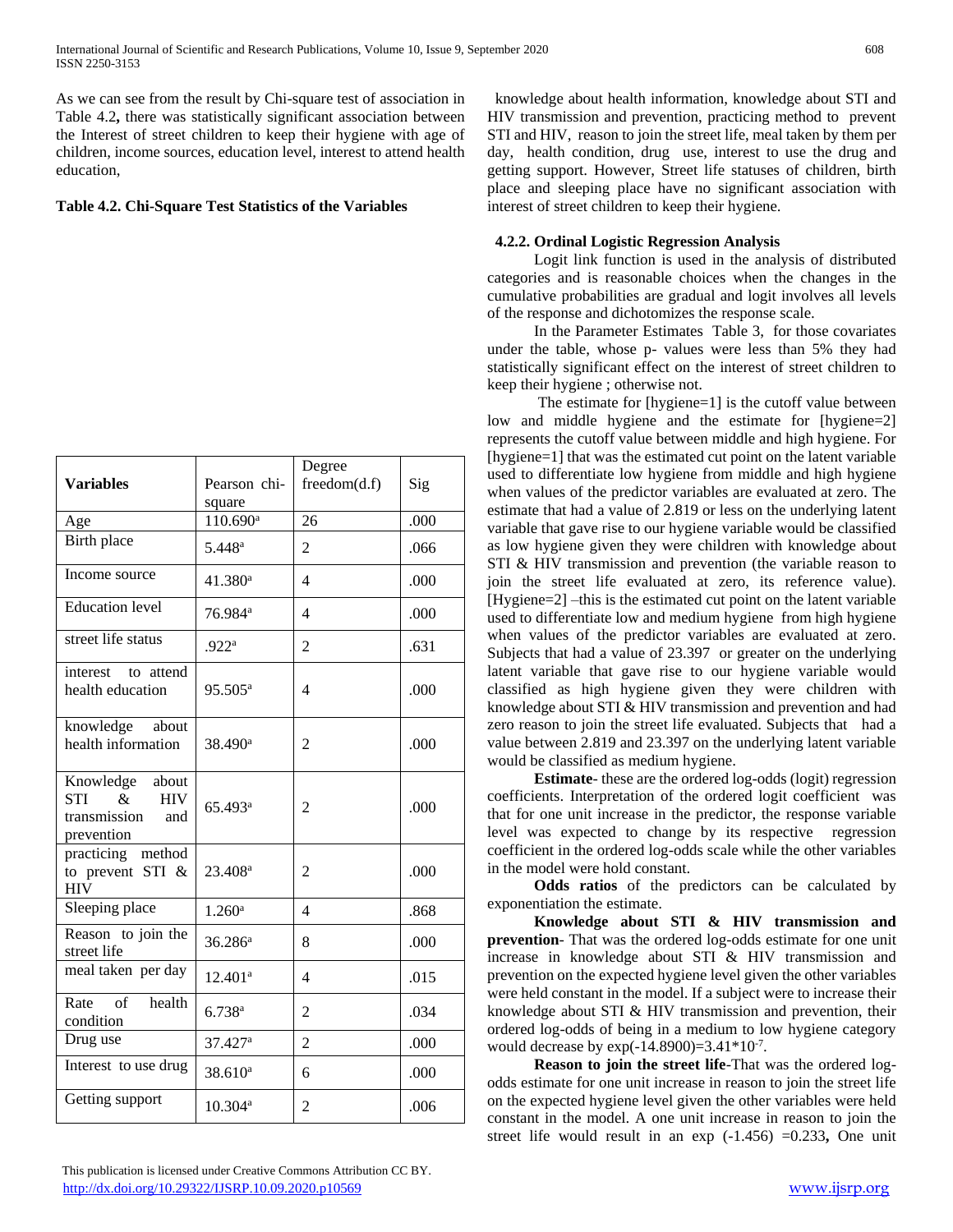As we can see from the result by Chi-square test of association in Table 4.2**,** there was statistically significant association between the Interest of street children to keep their hygiene with age of children, income sources, education level, interest to attend health education, knowledge about health information, knowledge about STI and HIV transmission and prevention, practicing method to prevent STI and HIV, reason to join the street life, meal taken by them per day, health condition, drug use, interest to use the drug and getting support. However, Street life statuses of children, birth place and sleeping place have no significant association with interest of street children to keep their hygiene.

**Table 4.2. Chi-Square Test Statistics of the Variables**

| **Variables** | Pearson chi-square | Degree freedom(d.f) | Sig |
|---|---|---|---|
| Age | 110.690[a] | 26 | .000 |
| Birth place | 5.448[a] | 2 | .066 |
| Income source | 41.380[a] | 4 | .000 |
| Education level | 76.984[a] | 4 | .000 |
| street life status | .922[a] | 2 | .631 |
| interest to attend health education | 95.505[a] | 4 | .000 |
| knowledge about health information | 38.490[a] | 2 | .000 |
| Knowledge about STI & HIV transmission and prevention | 65.493[a] | 2 | .000 |
| practicing method to prevent STI & HIV | 23.408[a] | 2 | .000 |
| Sleeping place | 1.260[a] | 4 | .868 |
| Reason to join the street life | 36.286[a] | 8 | .000 |
| meal taken per day | 12.401[a] | 4 | .015 |
| Rate of health condition | 6.738[a] | 2 | .034 |
| Drug use | 37.427[a] | 2 | .000 |
| Interest to use drug | 38.610[a] | 6 | .000 |
| Getting support | 10.304[a] | 2 | .006 |

### 4.2.2. Ordinal Logistic Regression Analysis

Logit link function is used in the analysis of distributed categories and is reasonable choices when the changes in the cumulative probabilities are gradual and logit involves all levels of the response and dichotomizes the response scale.

In the Parameter Estimates Table 3, for those covariates under the table, whose p- values were less than 5% they had statistically significant effect on the interest of street children to keep their hygiene ; otherwise not.

The estimate for [hygiene=1] is the cutoff value between low and middle hygiene and the estimate for [hygiene=2] represents the cutoff value between middle and high hygiene. For [hygiene=1] that was the estimated cut point on the latent variable used to differentiate low hygiene from middle and high hygiene when values of the predictor variables are evaluated at zero. The estimate that had a value of 2.819 or less on the underlying latent variable that gave rise to our hygiene variable would be classified as low hygiene given they were children with knowledge about STI & HIV transmission and prevention (the variable reason to join the street life evaluated at zero, its reference value). [Hygiene=2] –this is the estimated cut point on the latent variable used to differentiate low and medium hygiene from high hygiene when values of the predictor variables are evaluated at zero. Subjects that had a value of 23.397 or greater on the underlying latent variable that gave rise to our hygiene variable would classified as high hygiene given they were children with knowledge about STI & HIV transmission and prevention and had zero reason to join the street life evaluated. Subjects that had a value between 2.819 and 23.397 on the underlying latent variable would be classified as medium hygiene.

**Estimate**- these are the ordered log-odds (logit) regression coefficients. Interpretation of the ordered logit coefficient was that for one unit increase in the predictor, the response variable level was expected to change by its respective regression coefficient in the ordered log-odds scale while the other variables in the model were hold constant.

**Odds ratios** of the predictors can be calculated by exponentiation the estimate.

**Knowledge about STI & HIV transmission and prevention**- That was the ordered log-odds estimate for one unit increase in knowledge about STI & HIV transmission and prevention on the expected hygiene level given the other variables were held constant in the model. If a subject were to increase their knowledge about STI & HIV transmission and prevention, their ordered log-odds of being in a medium to low hygiene category would decrease by $\exp(-14.8900)=3.41*10^{-7}$.

**Reason to join the street life**-That was the ordered log-odds estimate for one unit increase in reason to join the street life on the expected hygiene level given the other variables were held constant in the model. A one unit increase in reason to join the street life would result in an $\exp(-1.456)=0.233$**,** One unit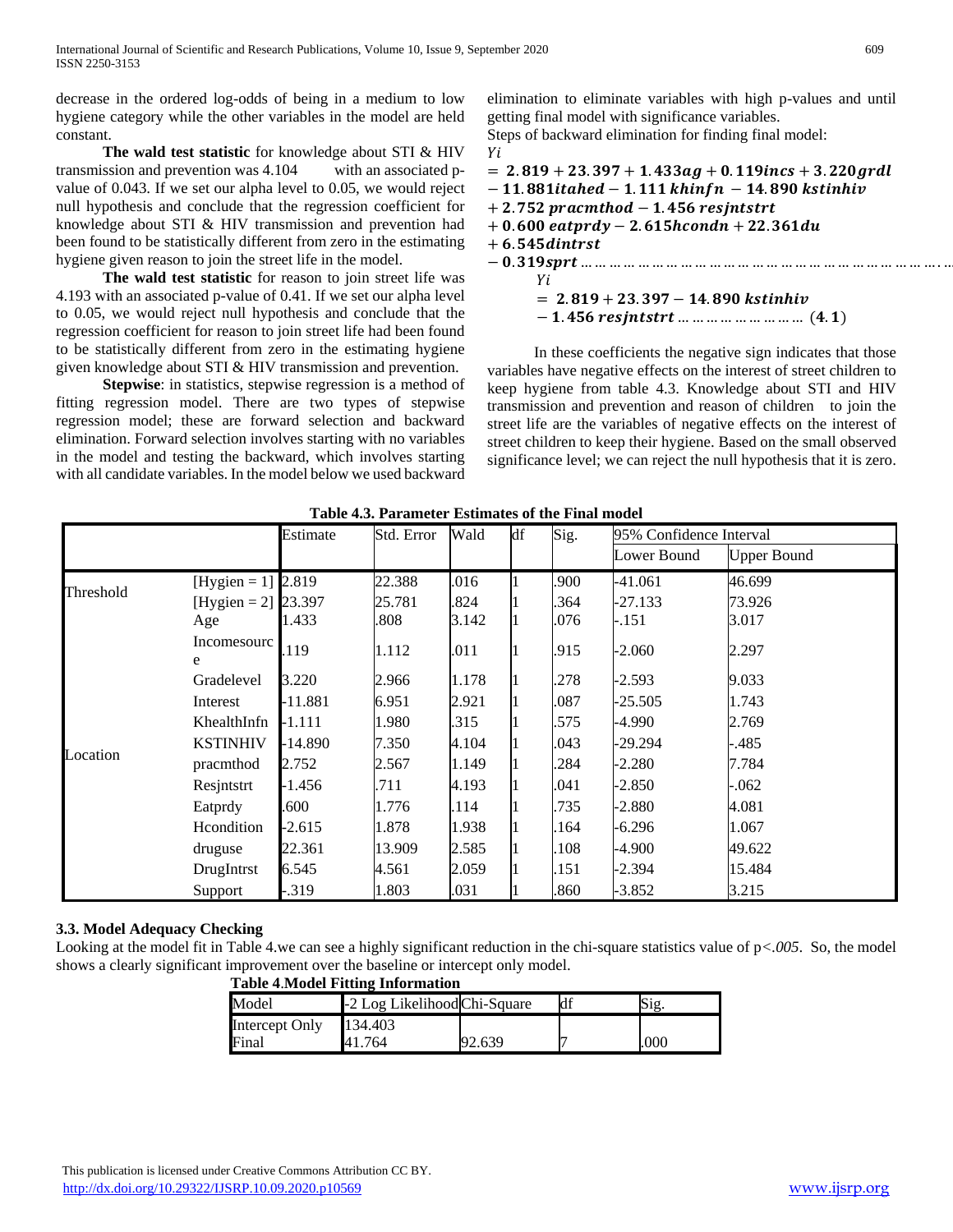decrease in the ordered log-odds of being in a medium to low hygiene category while the other variables in the model are held constant.

**The wald test statistic** for knowledge about STI & HIV transmission and prevention was 4.104 with an associated p-value of 0.043. If we set our alpha level to 0.05, we would reject null hypothesis and conclude that the regression coefficient for knowledge about STI & HIV transmission and prevention had been found to be statistically different from zero in the estimating hygiene given reason to join the street life in the model.

**The wald test statistic** for reason to join street life was 4.193 with an associated p-value of 0.41. If we set our alpha level to 0.05, we would reject null hypothesis and conclude that the regression coefficient for reason to join street life had been found to be statistically different from zero in the estimating hygiene given knowledge about STI & HIV transmission and prevention.

**Stepwise**: in statistics, stepwise regression is a method of fitting regression model. There are two types of stepwise regression model; these are forward selection and backward elimination. Forward selection involves starting with no variables in the model and testing the backward, which involves starting with all candidate variables. In the model below we used backward elimination to eliminate variables with high p-values and until getting final model with significance variables.

Steps of backward elimination for finding final model:

$$Yi = \mathbf{2.819 + 23.397 + 1.433}ag + \mathbf{0.119}incs + \mathbf{3.220}grdl - \mathbf{11.881}itahed - \mathbf{1.111}\,khinfn - \mathbf{14.890}\,kstinhiv + \mathbf{2.752}\,pracmthod - \mathbf{1.456}\,resjntstrt + \mathbf{0.600}\,eatprdy - \mathbf{2.615}hcondn + \mathbf{22.361}du + \mathbf{6.545}dintrst - \mathbf{0.319}sprt \ldots$$

$$Yi = \mathbf{2.819 + 23.397 - 14.890}\,kstinhiv - \mathbf{1.456}\,resjntstrt \ldots \quad (\mathbf{4.1})$$

In these coefficients the negative sign indicates that those variables have negative effects on the interest of street children to keep hygiene from table 4.3. Knowledge about STI and HIV transmission and prevention and reason of children to join the street life are the variables of negative effects on the interest of street children to keep their hygiene. Based on the small observed significance level; we can reject the null hypothesis that it is zero.

**Table 4.3. Parameter Estimates of the Final model**

| | | Estimate | Std. Error | Wald | df | Sig. | 95% Confidence Interval | |
|---|---|---|---|---|---|---|---|---|
| | | | | | | | Lower Bound | Upper Bound |
| Threshold | [Hygien = 1] | 2.819 | 22.388 | .016 | 1 | .900 | -41.061 | 46.699 |
| | [Hygien = 2] | 23.397 | 25.781 | .824 | 1 | .364 | -27.133 | 73.926 |
| Location | Age | 1.433 | .808 | 3.142 | 1 | .076 | -.151 | 3.017 |
| | Incomesource | .119 | 1.112 | .011 | 1 | .915 | -2.060 | 2.297 |
| | Gradelevel | 3.220 | 2.966 | 1.178 | 1 | .278 | -2.593 | 9.033 |
| | Interest | -11.881 | 6.951 | 2.921 | 1 | .087 | -25.505 | 1.743 |
| | KhealthInfn | -1.111 | 1.980 | .315 | 1 | .575 | -4.990 | 2.769 |
| | KSTINHIV | -14.890 | 7.350 | 4.104 | 1 | .043 | -29.294 | -.485 |
| | pracmthod | 2.752 | 2.567 | 1.149 | 1 | .284 | -2.280 | 7.784 |
| | Resjntstrt | -1.456 | .711 | 4.193 | 1 | .041 | -2.850 | -.062 |
| | Eatprdy | .600 | 1.776 | .114 | 1 | .735 | -2.880 | 4.081 |
| | Hcondition | -2.615 | 1.878 | 1.938 | 1 | .164 | -6.296 | 1.067 |
| | druguse | 22.361 | 13.909 | 2.585 | 1 | .108 | -4.900 | 49.622 |
| | DrugIntrst | 6.545 | 4.561 | 2.059 | 1 | .151 | -2.394 | 15.484 |
| | Support | -.319 | 1.803 | .031 | 1 | .860 | -3.852 | 3.215 |

### 3.3. Model Adequacy Checking

Looking at the model fit in Table 4.we can see a highly significant reduction in the chi-square statistics value of $p<.005$. So, the model shows a clearly significant improvement over the baseline or intercept only model.

**Table 4.Model Fitting Information**

| Model | -2 Log Likelihood | Chi-Square | df | Sig. |
|---|---|---|---|---|
| Intercept Only | 134.403 | | | |
| Final | 41.764 | 92.639 | 7 | .000 |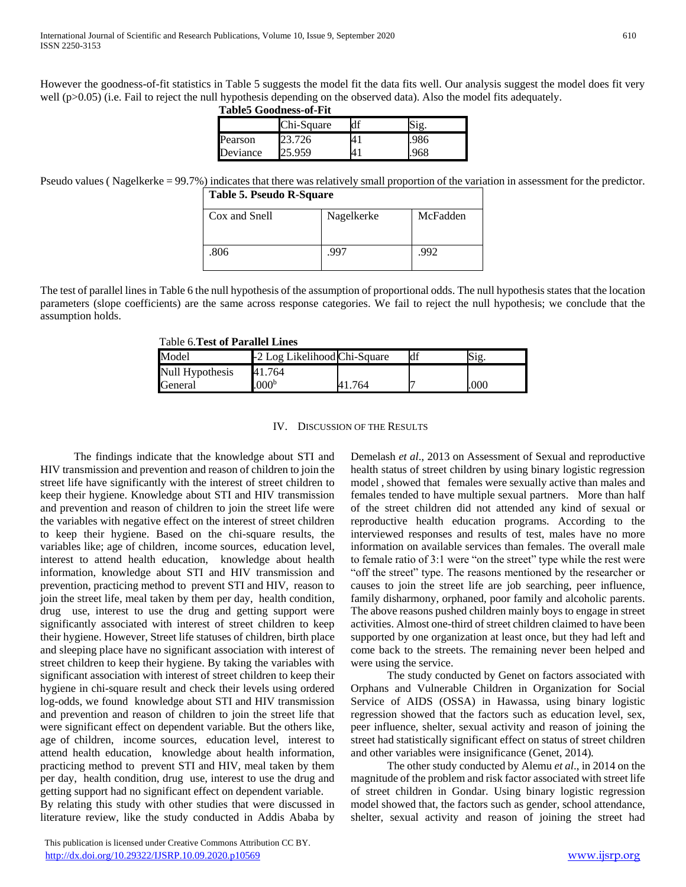However the goodness-of-fit statistics in Table 5 suggests the model fit the data fits well. Our analysis suggest the model does fit very well (p>0.05) (i.e. Fail to reject the null hypothesis depending on the observed data). Also the model fits adequately.

**Table5 Goodness-of-Fit**

| | Chi-Square | df | Sig. |
|---|---|---|---|
| Pearson | 23.726 | 41 | .986 |
| Deviance | 25.959 | 41 | .968 |

Pseudo values ( Nagelkerke = 99.7%) indicates that there was relatively small proportion of the variation in assessment for the predictor.

**Table 5. Pseudo R-Square**

| Cox and Snell | Nagelkerke | McFadden |
|---|---|---|
| .806 | .997 | .992 |

The test of parallel lines in Table 6 the null hypothesis of the assumption of proportional odds. The null hypothesis states that the location parameters (slope coefficients) are the same across response categories. We fail to reject the null hypothesis; we conclude that the assumption holds.

Table 6.**Test of Parallel Lines**

| Model | -2 Log Likelihood | Chi-Square | df | Sig. |
|---|---|---|---|---|
| Null Hypothesis | 41.764 | | | |
| General | .000[b] | 41.764 | 7 | .000 |

## IV. Discussion of the Results

The findings indicate that the knowledge about STI and HIV transmission and prevention and reason of children to join the street life have significantly with the interest of street children to keep their hygiene. Knowledge about STI and HIV transmission and prevention and reason of children to join the street life were the variables with negative effect on the interest of street children to keep their hygiene. Based on the chi-square results, the variables like; age of children, income sources, education level, interest to attend health education, knowledge about health information, knowledge about STI and HIV transmission and prevention, practicing method to prevent STI and HIV, reason to join the street life, meal taken by them per day, health condition, drug use, interest to use the drug and getting support were significantly associated with interest of street children to keep their hygiene. However, Street life statuses of children, birth place and sleeping place have no significant association with interest of street children to keep their hygiene. By taking the variables with significant association with interest of street children to keep their hygiene in chi-square result and check their levels using ordered log-odds, we found knowledge about STI and HIV transmission and prevention and reason of children to join the street life that were significant effect on dependent variable. But the others like, age of children, income sources, education level, interest to attend health education, knowledge about health information, practicing method to prevent STI and HIV, meal taken by them per day, health condition, drug use, interest to use the drug and getting support had no significant effect on dependent variable.

By relating this study with other studies that were discussed in literature review, like the study conducted in Addis Ababa by Demelash *et al*., 2013 on Assessment of Sexual and reproductive health status of street children by using binary logistic regression model , showed that females were sexually active than males and females tended to have multiple sexual partners. More than half of the street children did not attended any kind of sexual or reproductive health education programs. According to the interviewed responses and results of test, males have no more information on available services than females. The overall male to female ratio of 3:1 were "on the street" type while the rest were "off the street" type. The reasons mentioned by the researcher or causes to join the street life are job searching, peer influence, family disharmony, orphaned, poor family and alcoholic parents. The above reasons pushed children mainly boys to engage in street activities. Almost one-third of street children claimed to have been supported by one organization at least once, but they had left and come back to the streets. The remaining never been helped and were using the service.

The study conducted by Genet on factors associated with Orphans and Vulnerable Children in Organization for Social Service of AIDS (OSSA) in Hawassa, using binary logistic regression showed that the factors such as education level, sex, peer influence, shelter, sexual activity and reason of joining the street had statistically significant effect on status of street children and other variables were insignificance (Genet, 2014).

The other study conducted by Alemu *et al*., in 2014 on the magnitude of the problem and risk factor associated with street life of street children in Gondar. Using binary logistic regression model showed that, the factors such as gender, school attendance, shelter, sexual activity and reason of joining the street had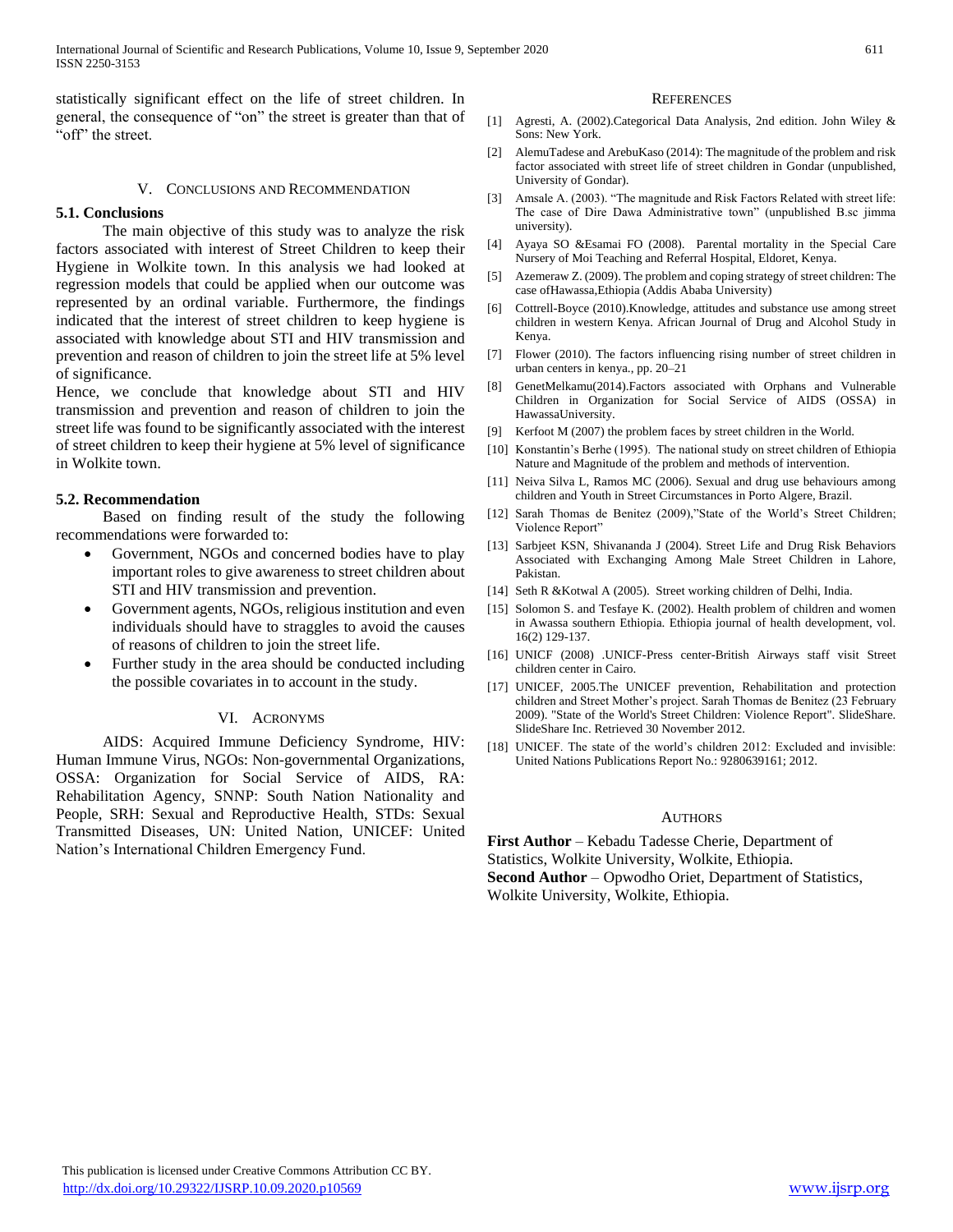statistically significant effect on the life of street children. In general, the consequence of "on" the street is greater than that of "off" the street.

## V. Conclusions and Recommendation

### 5.1. Conclusions

The main objective of this study was to analyze the risk factors associated with interest of Street Children to keep their Hygiene in Wolkite town. In this analysis we had looked at regression models that could be applied when our outcome was represented by an ordinal variable. Furthermore, the findings indicated that the interest of street children to keep hygiene is associated with knowledge about STI and HIV transmission and prevention and reason of children to join the street life at 5% level of significance.

Hence, we conclude that knowledge about STI and HIV transmission and prevention and reason of children to join the street life was found to be significantly associated with the interest of street children to keep their hygiene at 5% level of significance in Wolkite town.

### 5.2. Recommendation

Based on finding result of the study the following recommendations were forwarded to:

- Government, NGOs and concerned bodies have to play important roles to give awareness to street children about STI and HIV transmission and prevention.
- Government agents, NGOs, religious institution and even individuals should have to straggles to avoid the causes of reasons of children to join the street life.
- Further study in the area should be conducted including the possible covariates in to account in the study.

## VI. Acronyms

AIDS: Acquired Immune Deficiency Syndrome, HIV: Human Immune Virus, NGOs: Non-governmental Organizations, OSSA: Organization for Social Service of AIDS, RA: Rehabilitation Agency, SNNP: South Nation Nationality and People, SRH: Sexual and Reproductive Health, STDs: Sexual Transmitted Diseases, UN: United Nation, UNICEF: United Nation's International Children Emergency Fund.

## References

[1] Agresti, A. (2002).Categorical Data Analysis, 2nd edition. John Wiley & Sons: New York.

[2] AlemuTadese and ArebuKaso (2014): The magnitude of the problem and risk factor associated with street life of street children in Gondar (unpublished, University of Gondar).

[3] Amsale A. (2003). "The magnitude and Risk Factors Related with street life: The case of Dire Dawa Administrative town" (unpublished B.sc jimma university).

[4] Ayaya SO &Esamai FO (2008). Parental mortality in the Special Care Nursery of Moi Teaching and Referral Hospital, Eldoret, Kenya.

[5] Azemeraw Z. (2009). The problem and coping strategy of street children: The case ofHawassa,Ethiopia (Addis Ababa University)

[6] Cottrell-Boyce (2010).Knowledge, attitudes and substance use among street children in western Kenya. African Journal of Drug and Alcohol Study in Kenya.

[7] Flower (2010). The factors influencing rising number of street children in urban centers in kenya., pp. 20–21

[8] GenetMelkamu(2014).Factors associated with Orphans and Vulnerable Children in Organization for Social Service of AIDS (OSSA) in HawassaUniversity.

[9] Kerfoot M (2007) the problem faces by street children in the World.

[10] Konstantin's Berhe (1995). The national study on street children of Ethiopia Nature and Magnitude of the problem and methods of intervention.

[11] Neiva Silva L, Ramos MC (2006). Sexual and drug use behaviours among children and Youth in Street Circumstances in Porto Algere, Brazil.

[12] Sarah Thomas de Benitez (2009),"State of the World's Street Children; Violence Report"

[13] Sarbjeet KSN, Shivananda J (2004). Street Life and Drug Risk Behaviors Associated with Exchanging Among Male Street Children in Lahore, Pakistan.

[14] Seth R &Kotwal A (2005). Street working children of Delhi, India.

[15] Solomon S. and Tesfaye K. (2002). Health problem of children and women in Awassa southern Ethiopia. Ethiopia journal of health development, vol. 16(2) 129-137.

[16] UNICF (2008) .UNICF-Press center-British Airways staff visit Street children center in Cairo.

[17] UNICEF, 2005.The UNICEF prevention, Rehabilitation and protection children and Street Mother's project. Sarah Thomas de Benitez (23 February 2009). "State of the World's Street Children: Violence Report". SlideShare. SlideShare Inc. Retrieved 30 November 2012.

[18] UNICEF. The state of the world's children 2012: Excluded and invisible: United Nations Publications Report No.: 9280639161; 2012.

## Authors

**First Author** – Kebadu Tadesse Cherie, Department of Statistics, Wolkite University, Wolkite, Ethiopia.
**Second Author** – Opwodho Oriet, Department of Statistics, Wolkite University, Wolkite, Ethiopia.

This publication is licensed under Creative Commons Attribution CC BY.
http://dx.doi.org/10.29322/IJSRP.10.09.2020.p10569